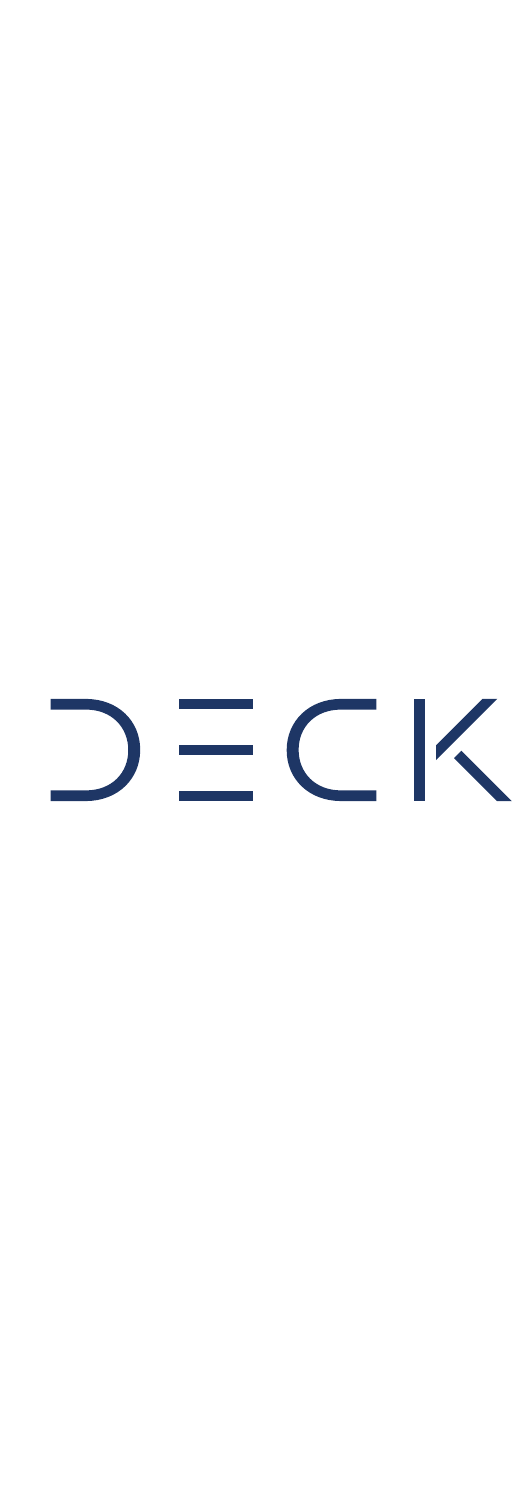# DECK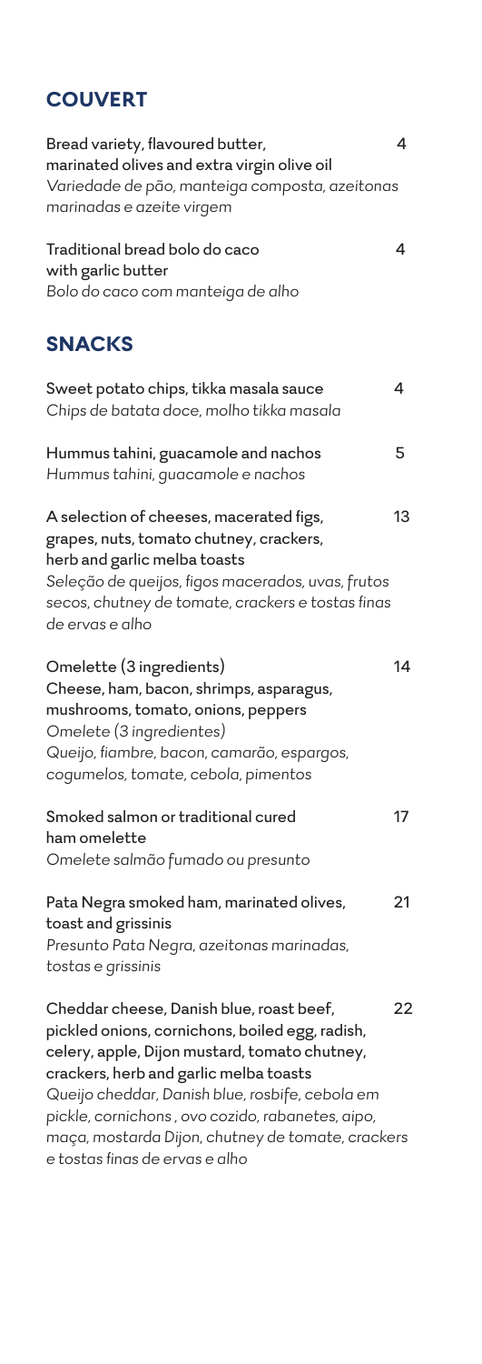## COUVERT

Bread variety, flavoured butter, marinated olives and extra virgin olive oil — 4
*Variedade de pão, manteiga composta, azeitonas marinadas e azeite virgem*

Traditional bread bolo do caco with garlic butter — 4
*Bolo do caco com manteiga de alho*

## SNACKS

Sweet potato chips, tikka masala sauce — 4
*Chips de batata doce, molho tikka masala*

Hummus tahini, guacamole and nachos — 5
*Hummus tahini, guacamole e nachos*

A selection of cheeses, macerated figs, grapes, nuts, tomato chutney, crackers, herb and garlic melba toasts — 13
*Seleção de queijos, figos macerados, uvas, frutos secos, chutney de tomate, crackers e tostas finas de ervas e alho*

Omelette (3 ingredients) — 14
Cheese, ham, bacon, shrimps, asparagus, mushrooms, tomato, onions, peppers
*Omelete (3 ingredientes)*
*Queijo, fiambre, bacon, camarão, espargos, cogumelos, tomate, cebola, pimentos*

Smoked salmon or traditional cured ham omelette — 17
*Omelete salmão fumado ou presunto*

Pata Negra smoked ham, marinated olives, toast and grissinis — 21
*Presunto Pata Negra, azeitonas marinadas, tostas e grissinis*

Cheddar cheese, Danish blue, roast beef, pickled onions, cornichons, boiled egg, radish, celery, apple, Dijon mustard, tomato chutney, crackers, herb and garlic melba toasts — 22
*Queijo cheddar, Danish blue, rosbife, cebola em pickle, cornichons , ovo cozido, rabanetes, aipo, maça, mostarda Dijon, chutney de tomate, crackers e tostas finas de ervas e alho*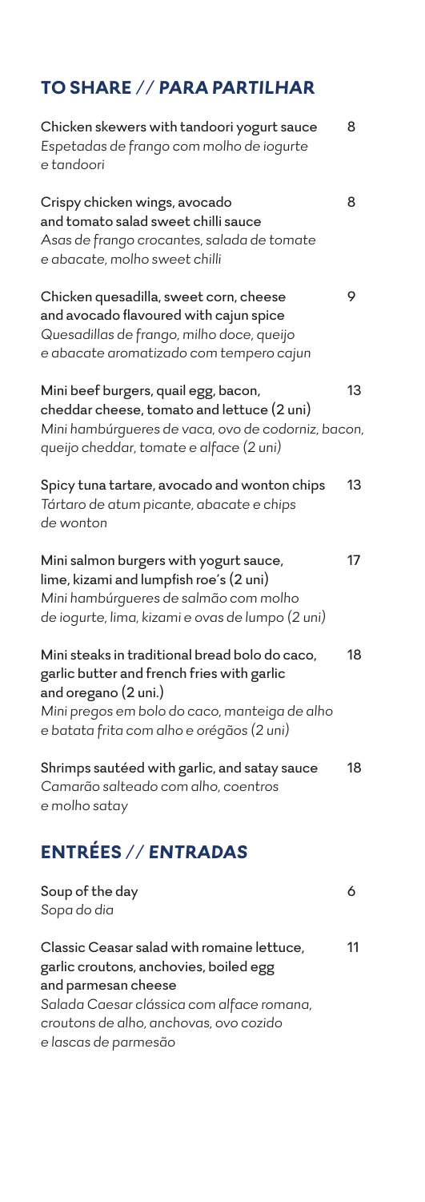## **TO SHARE // *PARA PARTILHAR***

Chicken skewers with tandoori yogurt sauce — 8
*Espetadas de frango com molho de iogurte e tandoori*

Crispy chicken wings, avocado and tomato salad sweet chilli sauce — 8
*Asas de frango crocantes, salada de tomate e abacate, molho sweet chilli*

Chicken quesadilla, sweet corn, cheese and avocado flavoured with cajun spice — 9
*Quesadillas de frango, milho doce, queijo e abacate aromatizado com tempero cajun*

Mini beef burgers, quail egg, bacon, cheddar cheese, tomato and lettuce (2 uni) — 13
*Mini hambúrgueres de vaca, ovo de codorniz, bacon, queijo cheddar, tomate e alface (2 uni)*

Spicy tuna tartare, avocado and wonton chips — 13
*Tártaro de atum picante, abacate e chips de wonton*

Mini salmon burgers with yogurt sauce, lime, kizami and lumpfish roe's (2 uni) — 17
*Mini hambúrgueres de salmão com molho de iogurte, lima, kizami e ovas de lumpo (2 uni)*

Mini steaks in traditional bread bolo do caco, garlic butter and french fries with garlic and oregano (2 uni.) — 18
*Mini pregos em bolo do caco, manteiga de alho e batata frita com alho e orégãos (2 uni)*

Shrimps sautéed with garlic, and satay sauce — 18
*Camarão salteado com alho, coentros e molho satay*

## **ENTRÉES // *ENTRADAS***

Soup of the day — 6
*Sopa do dia*

Classic Ceasar salad with romaine lettuce, garlic croutons, anchovies, boiled egg and parmesan cheese — 11
*Salada Caesar clássica com alface romana, croutons de alho, anchovas, ovo cozido e lascas de parmesão*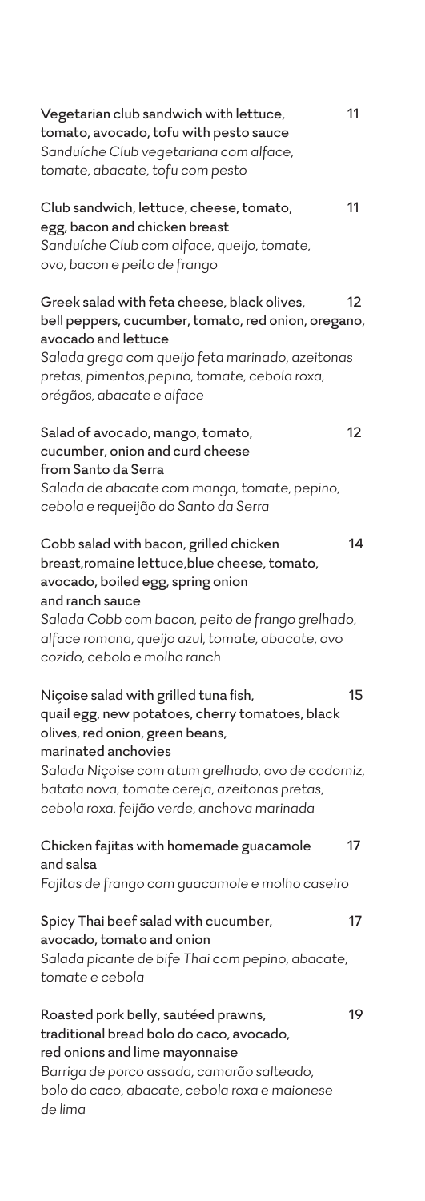Vegetarian club sandwich with lettuce, tomato, avocado, tofu with pesto sauce — 11
*Sanduíche Club vegetariana com alface, tomate, abacate, tofu com pesto*

Club sandwich, lettuce, cheese, tomato, egg, bacon and chicken breast — 11
*Sanduíche Club com alface, queijo, tomate, ovo, bacon e peito de frango*

Greek salad with feta cheese, black olives, bell peppers, cucumber, tomato, red onion, oregano, avocado and lettuce — 12
*Salada grega com queijo feta marinado, azeitonas pretas, pimentos,pepino, tomate, cebola roxa, orégãos, abacate e alface*

Salad of avocado, mango, tomato, cucumber, onion and curd cheese from Santo da Serra — 12
*Salada de abacate com manga, tomate, pepino, cebola e requeijão do Santo da Serra*

Cobb salad with bacon, grilled chicken breast,romaine lettuce,blue cheese, tomato, avocado, boiled egg, spring onion and ranch sauce — 14
*Salada Cobb com bacon, peito de frango grelhado, alface romana, queijo azul, tomate, abacate, ovo cozido, cebolo e molho ranch*

Niçoise salad with grilled tuna fish, quail egg, new potatoes, cherry tomatoes, black olives, red onion, green beans, marinated anchovies — 15
*Salada Niçoise com atum grelhado, ovo de codorniz, batata nova, tomate cereja, azeitonas pretas, cebola roxa, feijão verde, anchova marinada*

Chicken fajitas with homemade guacamole and salsa — 17
*Fajitas de frango com guacamole e molho caseiro*

Spicy Thai beef salad with cucumber, avocado, tomato and onion — 17
*Salada picante de bife Thai com pepino, abacate, tomate e cebola*

Roasted pork belly, sautéed prawns, traditional bread bolo do caco, avocado, red onions and lime mayonnaise — 19
*Barriga de porco assada, camarão salteado, bolo do caco, abacate, cebola roxa e maionese de lima*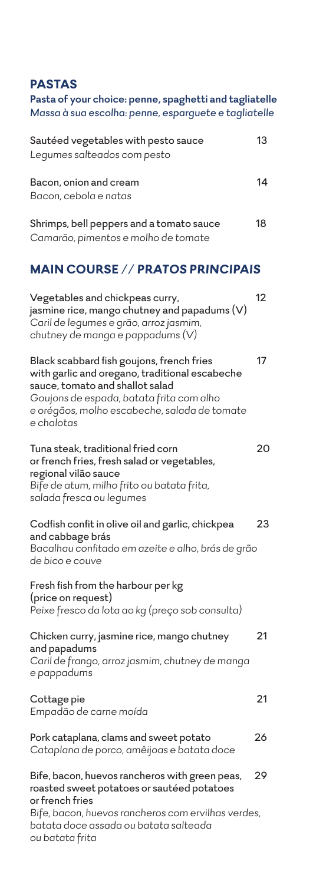## PASTAS

**Pasta of your choice: penne, spaghetti and tagliatelle**
*Massa à sua escolha: penne, esparguete e tagliatelle*

Sautéed vegetables with pesto sauce — 13
*Legumes salteados com pesto*

Bacon, onion and cream — 14
*Bacon, cebola e natas*

Shrimps, bell peppers and a tomato sauce — 18
*Camarão, pimentos e molho de tomate*

## MAIN COURSE // *PRATOS PRINCIPAIS*

Vegetables and chickpeas curry, jasmine rice, mango chutney and papadums (V) — 12
*Caril de legumes e grão, arroz jasmim, chutney de manga e pappadums (V)*

Black scabbard fish goujons, french fries with garlic and oregano, traditional escabeche sauce, tomato and shallot salad — 17
*Goujons de espada, batata frita com alho e orégãos, molho escabeche, salada de tomate e chalotas*

Tuna steak, traditional fried corn or french fries, fresh salad or vegetables, regional vilão sauce — 20
*Bife de atum, milho frito ou batata frita, salada fresca ou legumes*

Codfish confit in olive oil and garlic, chickpea and cabbage brás — 23
*Bacalhau confitado em azeite e alho, brás de grão de bico e couve*

Fresh fish from the harbour per kg (price on request)
*Peixe fresco da lota ao kg (preço sob consulta)*

Chicken curry, jasmine rice, mango chutney and papadums — 21
*Caril de frango, arroz jasmim, chutney de manga e pappadums*

Cottage pie — 21
*Empadão de carne moída*

Pork cataplana, clams and sweet potato — 26
*Cataplana de porco, amêijoas e batata doce*

Bife, bacon, huevos rancheros with green peas, roasted sweet potatoes or sautéed potatoes or french fries — 29
*Bife, bacon, huevos rancheros com ervilhas verdes, batata doce assada ou batata salteada ou batata frita*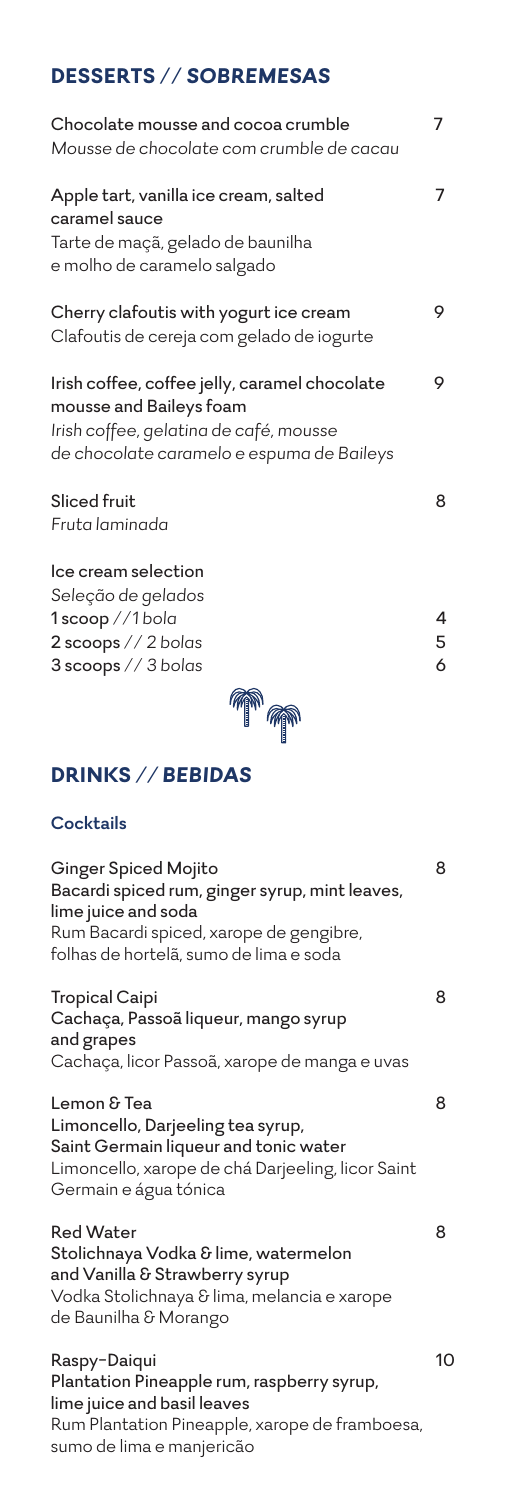## DESSERTS // *SOBREMESAS*

| | |
|---|---|
| Chocolate mousse and cocoa crumble<br>*Mousse de chocolate com crumble de cacau* | 7 |
| Apple tart, vanilla ice cream, salted caramel sauce<br>Tarte de maçã, gelado de baunilha e molho de caramelo salgado | 7 |
| Cherry clafoutis with yogurt ice cream<br>Clafoutis de cereja com gelado de iogurte | 9 |
| Irish coffee, coffee jelly, caramel chocolate mousse and Baileys foam<br>*Irish coffee, gelatina de café, mousse de chocolate caramelo e espuma de Baileys* | 9 |
| Sliced fruit<br>*Fruta laminada* | 8 |
| Ice cream selection<br>*Seleção de gelados* | |
| 1 scoop //*1 bola* | 4 |
| 2 scoops // *2 bolas* | 5 |
| 3 scoops // *3 bolas* | 6 |

## DRINKS // *BEBIDAS*

### Cocktails

| | |
|---|---|
| Ginger Spiced Mojito<br>Bacardi spiced rum, ginger syrup, mint leaves, lime juice and soda<br>Rum Bacardi spiced, xarope de gengibre, folhas de hortelã, sumo de lima e soda | 8 |
| Tropical Caipi<br>Cachaça, Passoã liqueur, mango syrup and grapes<br>Cachaça, licor Passoã, xarope de manga e uvas | 8 |
| Lemon & Tea<br>Limoncello, Darjeeling tea syrup, Saint Germain liqueur and tonic water<br>Limoncello, xarope de chá Darjeeling, licor Saint Germain e água tónica | 8 |
| Red Water<br>Stolichnaya Vodka & lime, watermelon and Vanilla & Strawberry syrup<br>Vodka Stolichnaya & lima, melancia e xarope de Baunilha & Morango | 8 |
| Raspy-Daiqui<br>Plantation Pineapple rum, raspberry syrup, lime juice and basil leaves<br>Rum Plantation Pineapple, xarope de framboesa, sumo de lima e manjericão | 10 |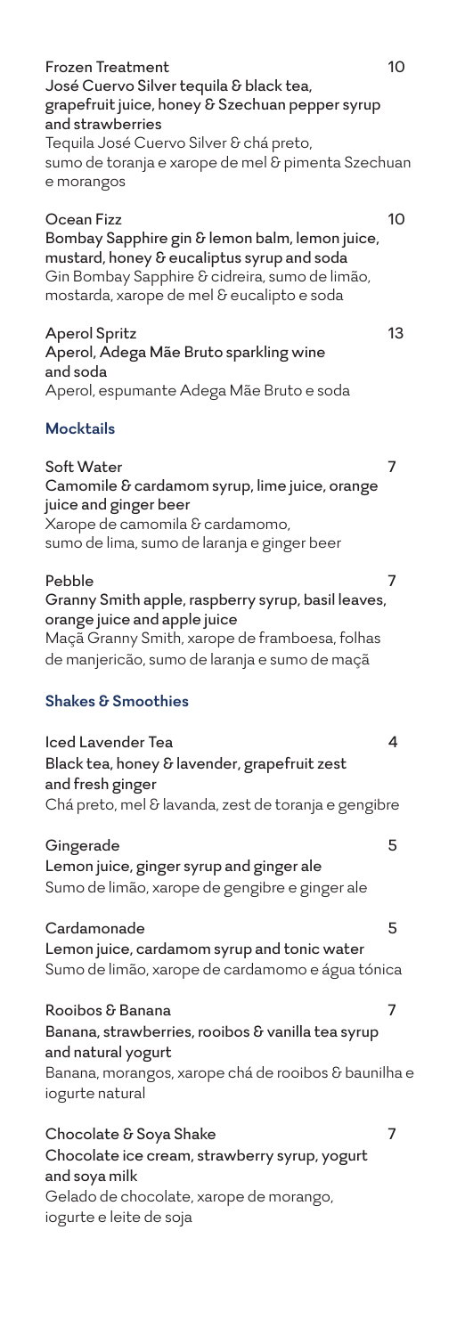Frozen Treatment 10
José Cuervo Silver tequila & black tea, grapefruit juice, honey & Szechuan pepper syrup and strawberries
Tequila José Cuervo Silver & chá preto, sumo de toranja e xarope de mel & pimenta Szechuan e morangos

Ocean Fizz 10
Bombay Sapphire gin & lemon balm, lemon juice, mustard, honey & eucaliptus syrup and soda
Gin Bombay Sapphire & cidreira, sumo de limão, mostarda, xarope de mel & eucalipto e soda

Aperol Spritz 13
Aperol, Adega Mãe Bruto sparkling wine and soda
Aperol, espumante Adega Mãe Bruto e soda

## Mocktails

Soft Water 7
Camomile & cardamom syrup, lime juice, orange juice and ginger beer
Xarope de camomila & cardamomo, sumo de lima, sumo de laranja e ginger beer

Pebble 7
Granny Smith apple, raspberry syrup, basil leaves, orange juice and apple juice
Maçã Granny Smith, xarope de framboesa, folhas de manjericão, sumo de laranja e sumo de maçã

## Shakes & Smoothies

Iced Lavender Tea 4
Black tea, honey & lavender, grapefruit zest and fresh ginger
Chá preto, mel & lavanda, zest de toranja e gengibre

Gingerade 5
Lemon juice, ginger syrup and ginger ale
Sumo de limão, xarope de gengibre e ginger ale

Cardamonade 5
Lemon juice, cardamom syrup and tonic water
Sumo de limão, xarope de cardamomo e água tónica

Rooibos & Banana 7
Banana, strawberries, rooibos & vanilla tea syrup and natural yogurt
Banana, morangos, xarope chá de rooibos & baunilha e iogurte natural

Chocolate & Soya Shake 7
Chocolate ice cream, strawberry syrup, yogurt and soya milk
Gelado de chocolate, xarope de morango, iogurte e leite de soja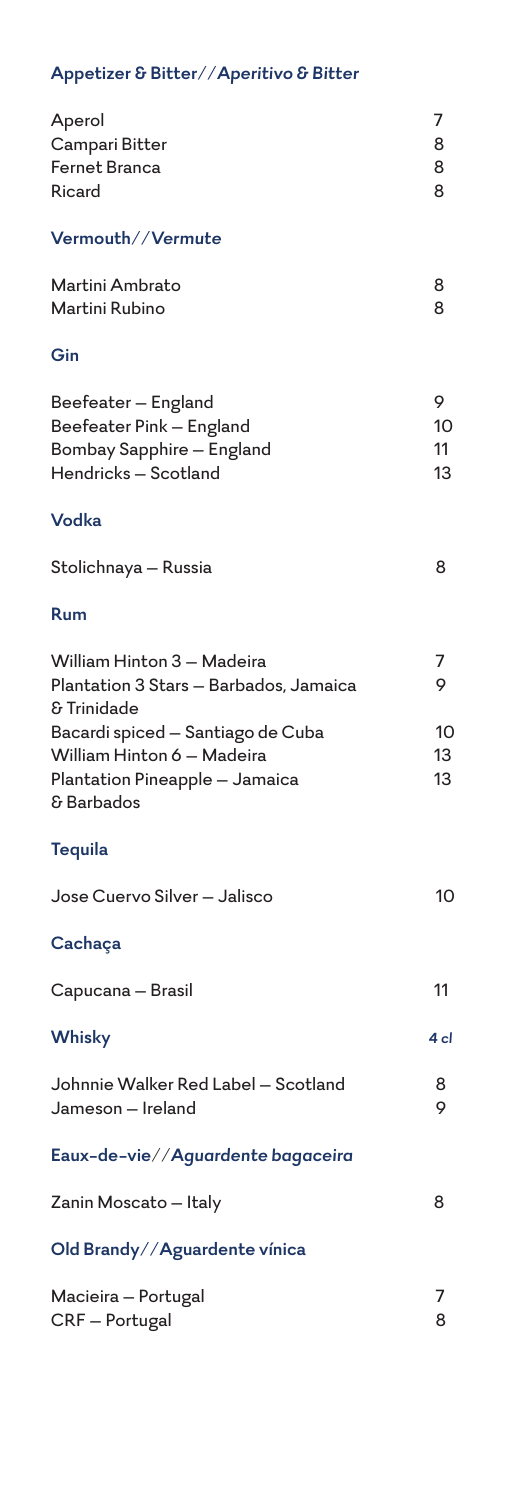## Appetizer & Bitter//*Aperitivo & Bitter*

| | |
|---|---|
| Aperol | 7 |
| Campari Bitter | 8 |
| Fernet Branca | 8 |
| Ricard | 8 |

## Vermouth//Vermute

| | |
|---|---|
| Martini Ambrato | 8 |
| Martini Rubino | 8 |

## Gin

| | |
|---|---|
| Beefeater – England | 9 |
| Beefeater Pink – England | 10 |
| Bombay Sapphire – England | 11 |
| Hendricks – Scotland | 13 |

## Vodka

| | |
|---|---|
| Stolichnaya – Russia | 8 |

## Rum

| | |
|---|---|
| William Hinton 3 – Madeira | 7 |
| Plantation 3 Stars – Barbados, Jamaica & Trinidade | 9 |
| Bacardi spiced – Santiago de Cuba | 10 |
| William Hinton 6 – Madeira | 13 |
| Plantation Pineapple – Jamaica & Barbados | 13 |

## Tequila

| | |
|---|---|
| Jose Cuervo Silver – Jalisco | 10 |

## Cachaça

| | |
|---|---|
| Capucana – Brasil | 11 |

## Whisky

| | 4 cl |
|---|---|
| Johnnie Walker Red Label – Scotland | 8 |
| Jameson – Ireland | 9 |

## Eaux-de-vie//*Aguardente bagaceira*

| | |
|---|---|
| Zanin Moscato – Italy | 8 |

## Old Brandy//Aguardente vínica

| | |
|---|---|
| Macieira – Portugal | 7 |
| CRF – Portugal | 8 |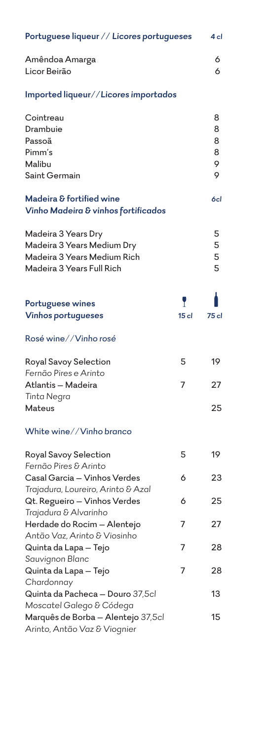## Portuguese liqueur // *Licores portugueses*

| | 4 cl |
|---|---|
| Amêndoa Amarga | 6 |
| Licor Beirão | 6 |

## Imported liqueur//*Licores importados*

| | |
|---|---|
| Cointreau | 8 |
| Drambuie | 8 |
| Passoã | 8 |
| Pimm's | 8 |
| Malibu | 9 |
| Saint Germain | 9 |

## Madeira & fortified wine
## *Vinho Madeira & vinhos fortificados*

| | *6cl* |
|---|---|
| Madeira 3 Years Dry | 5 |
| Madeira 3 Years Medium Dry | 5 |
| Madeira 3 Years Medium Rich | 5 |
| Madeira 3 Years Full Rich | 5 |

## Portuguese wines
## *Vinhos portugueses*

### Rosé wine//*Vinho rosé*

| | 15 cl | 75 cl |
|---|---|---|
| Royal Savoy Selection<br>*Fernão Pires e Arinto* | 5 | 19 |
| Atlantis – Madeira<br>*Tinta Negra* | 7 | 27 |
| Mateus | | 25 |

### White wine//*Vinho branco*

| | 15 cl | 75 cl |
|---|---|---|
| Royal Savoy Selection<br>*Fernão Pires & Arinto* | 5 | 19 |
| Casal Garcia – Vinhos Verdes<br>*Trajadura, Loureiro, Arinto & Azal* | 6 | 23 |
| Qt. Regueiro – Vinhos Verdes<br>*Trajadura & Alvarinho* | 6 | 25 |
| Herdade do Rocim – Alentejo<br>*Antão Vaz, Arinto & Viosinho* | 7 | 27 |
| Quinta da Lapa – Tejo<br>*Sauvignon Blanc* | 7 | 28 |
| Quinta da Lapa – Tejo<br>*Chardonnay* | 7 | 28 |
| Quinta da Pacheca – Douro 37,5cl<br>*Moscatel Galego & Códega* | | 13 |
| Marquês de Borba – Alentejo 37,5cl<br>*Arinto, Antão Vaz & Viognier* | | 15 |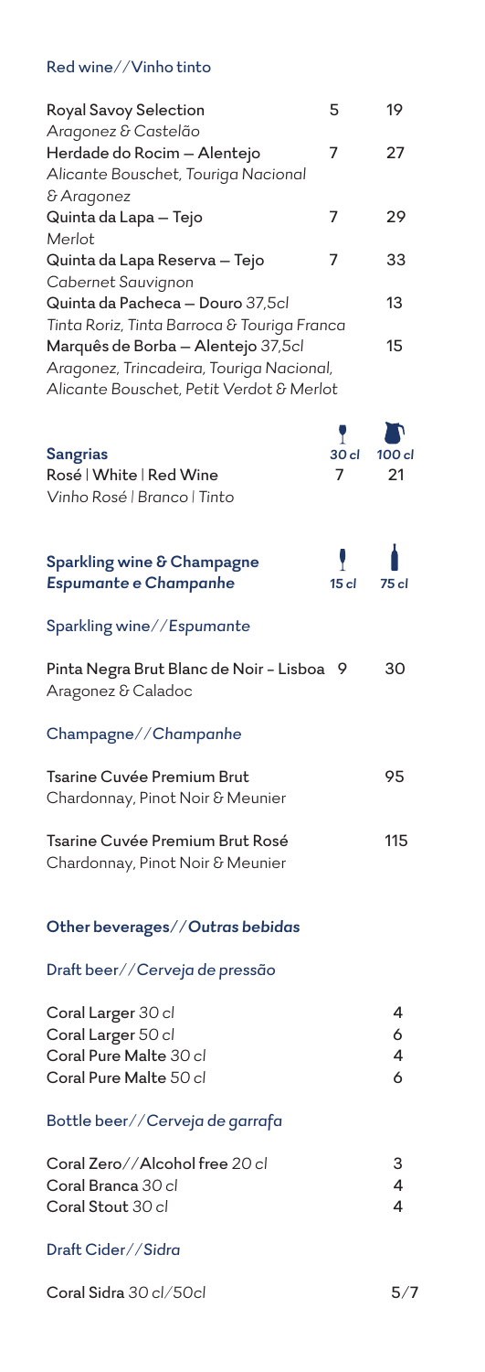## Red wine//Vinho tinto

| | | |
|---|---|---|
| Royal Savoy Selection<br>*Aragonez & Castelão* | 5 | 19 |
| Herdade do Rocim – Alentejo<br>*Alicante Bouschet, Touriga Nacional & Aragonez* | 7 | 27 |
| Quinta da Lapa – Tejo<br>*Merlot* | 7 | 29 |
| Quinta da Lapa Reserva – Tejo<br>*Cabernet Sauvignon* | 7 | 33 |
| Quinta da Pacheca – Douro 37,5cl<br>*Tinta Roriz, Tinta Barroca & Touriga Franca* | | 13 |
| Marquês de Borba – Alentejo 37,5cl<br>*Aragonez, Trincadeira, Touriga Nacional, Alicante Bouschet, Petit Verdot & Merlot* | | 15 |

| **Sangrias** | 30 cl | 100 cl |
|---|---|---|
| Rosé \| White \| Red Wine<br>*Vinho Rosé \| Branco \| Tinto* | 7 | 21 |

## Sparkling wine & Champagne
## *Espumante e Champanhe*

| | 15 cl | 75 cl |
|---|---|---|
| **Sparkling wine//*Espumante*** | | |
| Pinta Negra Brut Blanc de Noir - Lisboa<br>Aragonez & Caladoc | 9 | 30 |
| **Champagne//*Champanhe*** | | |
| Tsarine Cuvée Premium Brut<br>Chardonnay, Pinot Noir & Meunier | | 95 |
| Tsarine Cuvée Premium Brut Rosé<br>Chardonnay, Pinot Noir & Meunier | | 115 |

## Other beverages//*Outras bebidas*

### Draft beer//*Cerveja de pressão*

| | |
|---|---|
| Coral Larger *30 cl* | 4 |
| Coral Larger *50 cl* | 6 |
| Coral Pure Malte *30 cl* | 4 |
| Coral Pure Malte *50 cl* | 6 |

### Bottle beer//*Cerveja de garrafa*

| | |
|---|---|
| Coral Zero//Alcohol free *20 cl* | 3 |
| Coral Branca *30 cl* | 4 |
| Coral Stout *30 cl* | 4 |

### Draft Cider//*Sidra*

| | |
|---|---|
| Coral Sidra *30 cl/50cl* | 5/7 |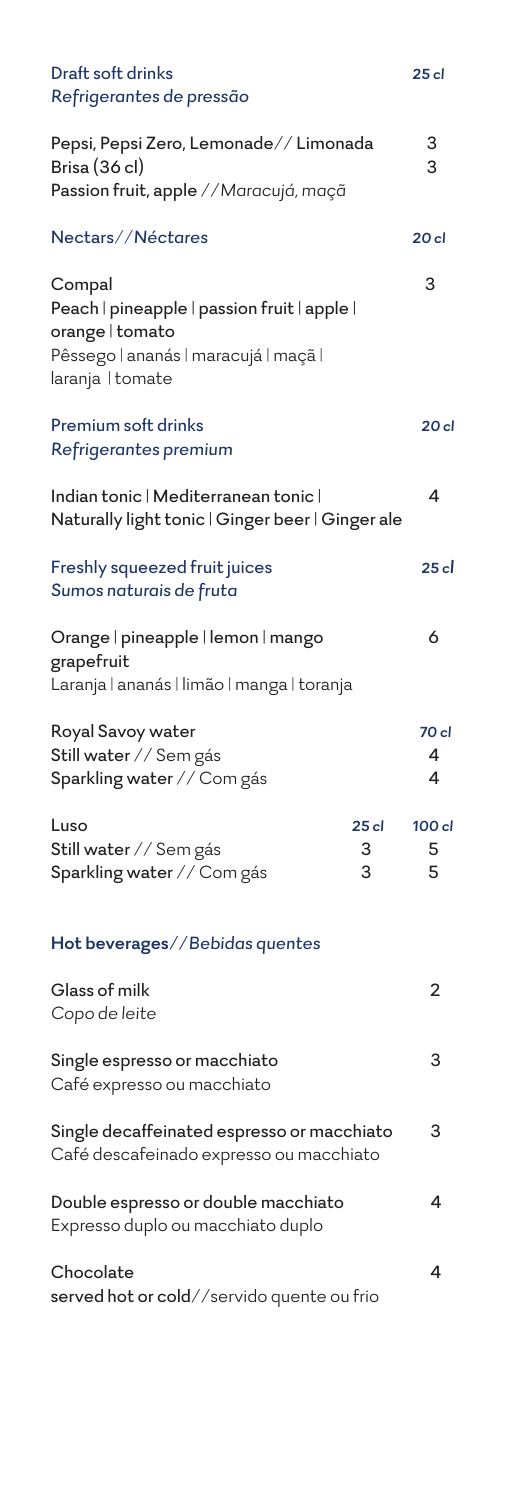## Draft soft drinks
*Refrigerantes de pressão*

| | 25 cl |
|---|---|
| Pepsi, Pepsi Zero, Lemonade// Limonada | 3 |
| Brisa (36 cl) | 3 |
| Passion fruit, apple //*Maracujá, maçã* | |

## Nectars//*Néctares*

| | 20 cl |
|---|---|
| Compal<br>Peach \| pineapple \| passion fruit \| apple \| orange \| tomato<br>Pêssego \| ananás \| maracujá \| maçã \| laranja \| tomate | 3 |

## Premium soft drinks
*Refrigerantes premium*

| | 20 cl |
|---|---|
| Indian tonic \| Mediterranean tonic \| Naturally light tonic \| Ginger beer \| Ginger ale | 4 |

## Freshly squeezed fruit juices
*Sumos naturais de fruta*

| | 25 cl |
|---|---|
| Orange \| pineapple \| lemon \| mango grapefruit<br>Laranja \| ananás \| limão \| manga \| toranja | 6 |

| Royal Savoy water | 70 cl |
|---|---|
| Still water // Sem gás | 4 |
| Sparkling water // Com gás | 4 |

| Luso | 25 cl | 100 cl |
|---|---|---|
| Still water // Sem gás | 3 | 5 |
| Sparkling water // Com gás | 3 | 5 |

## Hot beverages//*Bebidas quentes*

| | |
|---|---|
| Glass of milk<br>*Copo de leite* | 2 |
| Single espresso or macchiato<br>Café expresso ou macchiato | 3 |
| Single decaffeinated espresso or macchiato<br>Café descafeinado expresso ou macchiato | 3 |
| Double espresso or double macchiato<br>Expresso duplo ou macchiato duplo | 4 |
| Chocolate<br>served hot or cold//servido quente ou frio | 4 |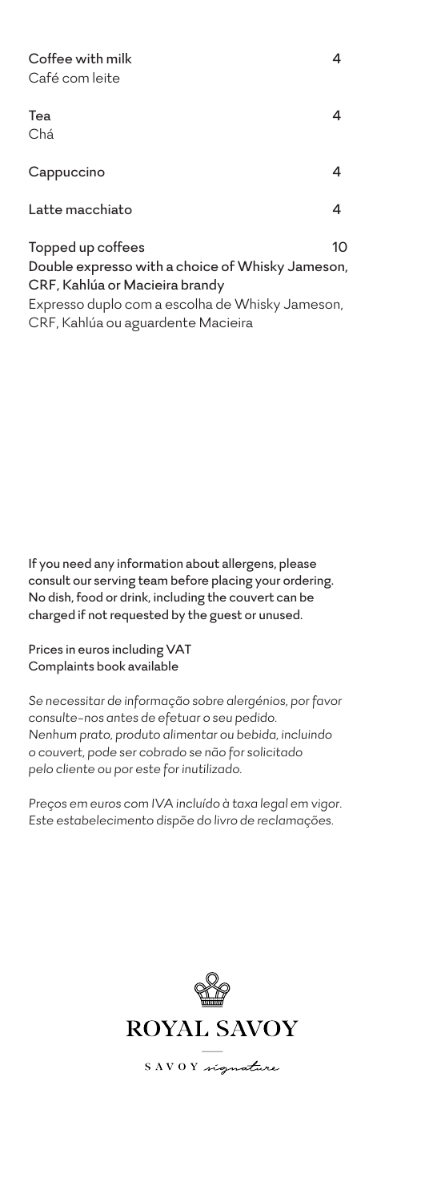| | |
|---|---|
| Coffee with milk<br>Café com leite | 4 |
| Tea<br>Chá | 4 |
| Cappuccino | 4 |
| Latte macchiato | 4 |
| Topped up coffees<br>Double expresso with a choice of Whisky Jameson, CRF, Kahlúa or Macieira brandy<br>Expresso duplo com a escolha de Whisky Jameson, CRF, Kahlúa ou aguardente Macieira | 10 |

If you need any information about allergens, please consult our serving team before placing your ordering. No dish, food or drink, including the couvert can be charged if not requested by the guest or unused.

Prices in euros including VAT
Complaints book available

*Se necessitar de informação sobre alergénios, por favor consulte-nos antes de efetuar o seu pedido. Nenhum prato, produto alimentar ou bebida, incluindo o couvert, pode ser cobrado se não for solicitado pelo cliente ou por este for inutilizado.*

*Preços em euros com IVA incluído à taxa legal em vigor. Este estabelecimento dispõe do livro de reclamações.*

ROYAL SAVOY

SAVOY *signature*